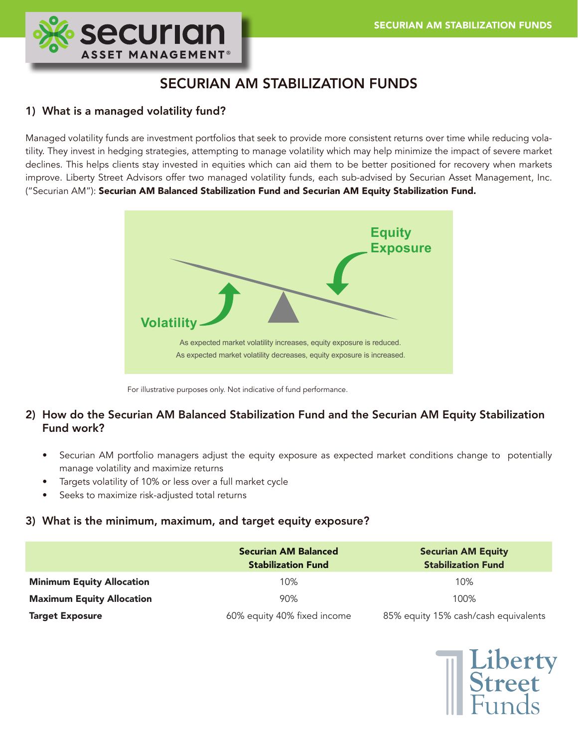# SECURIAN AM STABILIZATION FUNDS

## 1) What is a managed volatility fund?

Managed volatility funds are investment portfolios that seek to provide more consistent returns over time while reducing volatility. They invest in hedging strategies, attempting to manage volatility which may help minimize the impact of severe market declines. This helps clients stay invested in equities which can aid them to be better positioned for recovery when markets improve. Liberty Street Advisors offer two managed volatility funds, each sub-advised by Securian Asset Management, Inc. ("Securian AM"): **Securian AM Balanced Stabilization Fund and Securian AM Equity Stabilization Fund.**

Equity Exposure

Volatility

As expected market volatility increases, equity exposure is reduced.
As expected market volatility decreases, equity exposure is increased.

For illustrative purposes only. Not indicative of fund performance.

## 2) How do the Securian AM Balanced Stabilization Fund and the Securian AM Equity Stabilization Fund work?

- Securian AM portfolio managers adjust the equity exposure as expected market conditions change to potentially manage volatility and maximize returns
- Targets volatility of 10% or less over a full market cycle
- Seeks to maximize risk-adjusted total returns

## 3) What is the minimum, maximum, and target equity exposure?

| | Securian AM Balanced Stabilization Fund | Securian AM Equity Stabilization Fund |
|---|---|---|
| **Minimum Equity Allocation** | 10% | 10% |
| **Maximum Equity Allocation** | 90% | 100% |
| **Target Exposure** | 60% equity 40% fixed income | 85% equity 15% cash/cash equivalents |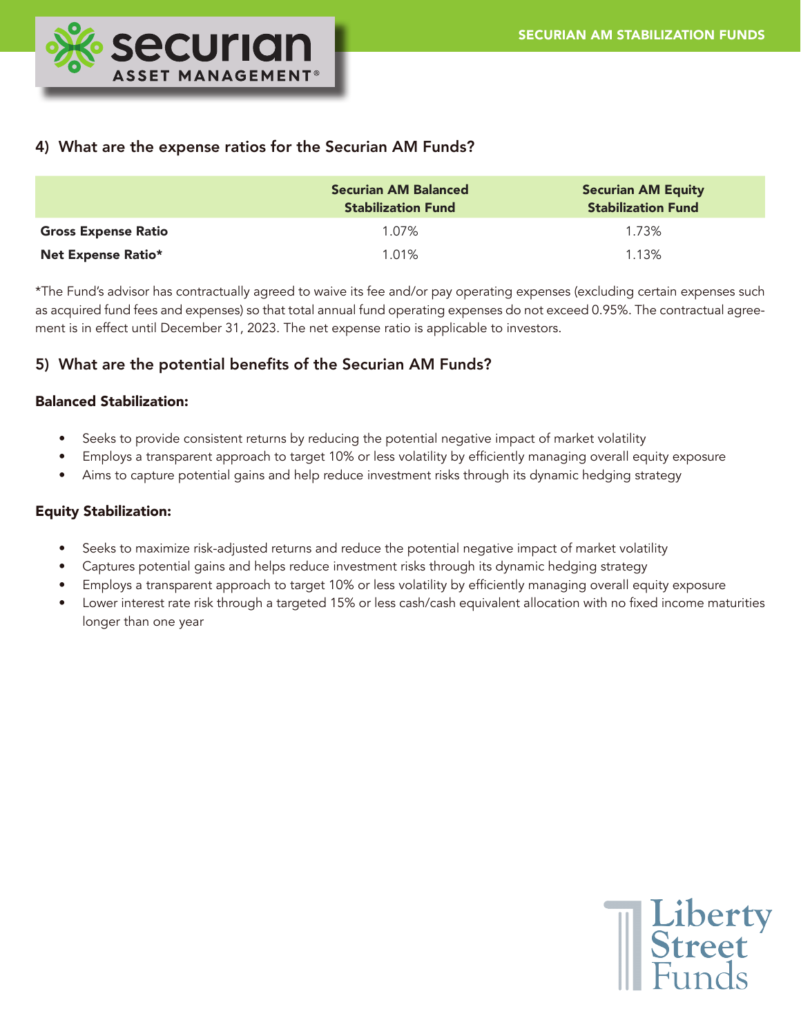## 4) What are the expense ratios for the Securian AM Funds?

| | Securian AM Balanced Stabilization Fund | Securian AM Equity Stabilization Fund |
|---|---|---|
| **Gross Expense Ratio** | 1.07% | 1.73% |
| **Net Expense Ratio*** | 1.01% | 1.13% |

*The Fund's advisor has contractually agreed to waive its fee and/or pay operating expenses (excluding certain expenses such as acquired fund fees and expenses) so that total annual fund operating expenses do not exceed 0.95%. The contractual agreement is in effect until December 31, 2023. The net expense ratio is applicable to investors.

## 5) What are the potential benefits of the Securian AM Funds?

### Balanced Stabilization:

- Seeks to provide consistent returns by reducing the potential negative impact of market volatility
- Employs a transparent approach to target 10% or less volatility by efficiently managing overall equity exposure
- Aims to capture potential gains and help reduce investment risks through its dynamic hedging strategy

### Equity Stabilization:

- Seeks to maximize risk-adjusted returns and reduce the potential negative impact of market volatility
- Captures potential gains and helps reduce investment risks through its dynamic hedging strategy
- Employs a transparent approach to target 10% or less volatility by efficiently managing overall equity exposure
- Lower interest rate risk through a targeted 15% or less cash/cash equivalent allocation with no fixed income maturities longer than one year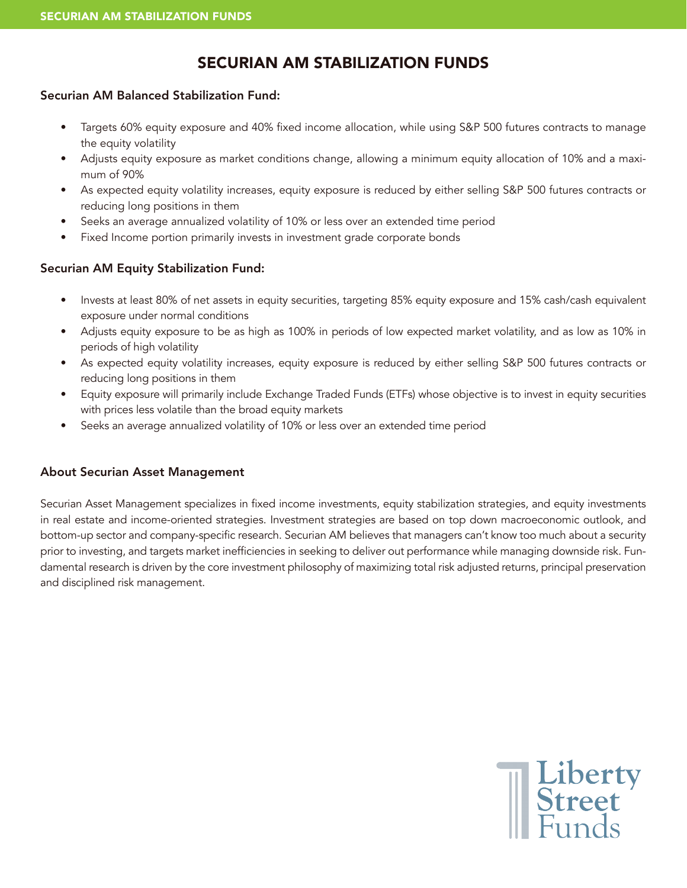# SECURIAN AM STABILIZATION FUNDS

### Securian AM Balanced Stabilization Fund:

- Targets 60% equity exposure and 40% fixed income allocation, while using S&P 500 futures contracts to manage the equity volatility
- Adjusts equity exposure as market conditions change, allowing a minimum equity allocation of 10% and a maximum of 90%
- As expected equity volatility increases, equity exposure is reduced by either selling S&P 500 futures contracts or reducing long positions in them
- Seeks an average annualized volatility of 10% or less over an extended time period
- Fixed Income portion primarily invests in investment grade corporate bonds

### Securian AM Equity Stabilization Fund:

- Invests at least 80% of net assets in equity securities, targeting 85% equity exposure and 15% cash/cash equivalent exposure under normal conditions
- Adjusts equity exposure to be as high as 100% in periods of low expected market volatility, and as low as 10% in periods of high volatility
- As expected equity volatility increases, equity exposure is reduced by either selling S&P 500 futures contracts or reducing long positions in them
- Equity exposure will primarily include Exchange Traded Funds (ETFs) whose objective is to invest in equity securities with prices less volatile than the broad equity markets
- Seeks an average annualized volatility of 10% or less over an extended time period

### About Securian Asset Management

Securian Asset Management specializes in fixed income investments, equity stabilization strategies, and equity investments in real estate and income-oriented strategies. Investment strategies are based on top down macroeconomic outlook, and bottom-up sector and company-specific research. Securian AM believes that managers can't know too much about a security prior to investing, and targets market inefficiencies in seeking to deliver out performance while managing downside risk. Fundamental research is driven by the core investment philosophy of maximizing total risk adjusted returns, principal preservation and disciplined risk management.

Liberty Street Funds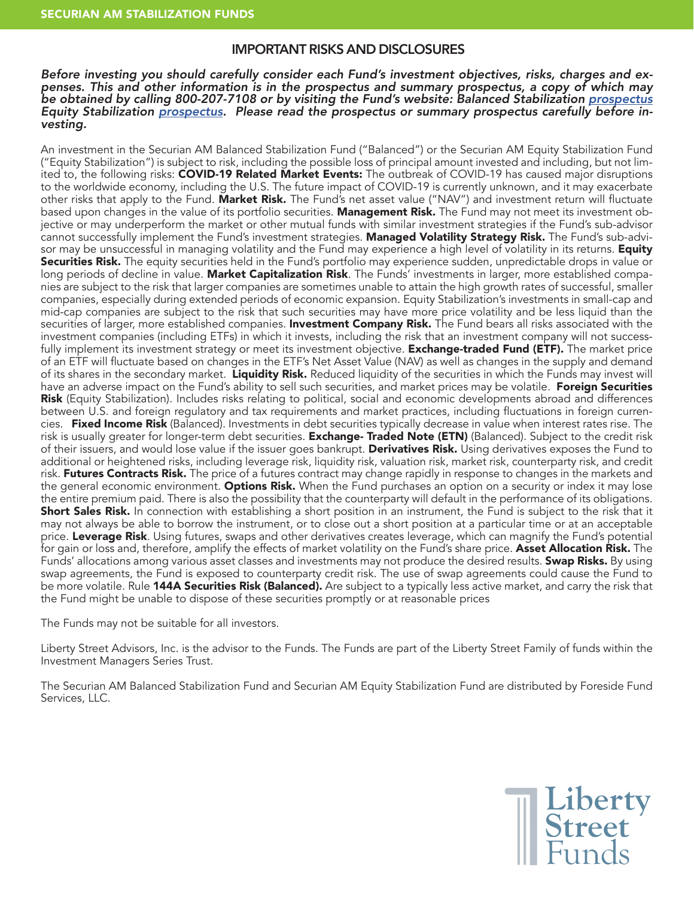## IMPORTANT RISKS AND DISCLOSURES

***Before investing you should carefully consider each Fund's investment objectives, risks, charges and expenses. This and other information is in the prospectus and summary prospectus, a copy of which may be obtained by calling 800-207-7108 or by visiting the Fund's website: Balanced Stabilization prospectus Equity Stabilization prospectus. Please read the prospectus or summary prospectus carefully before investing.***

An investment in the Securian AM Balanced Stabilization Fund ("Balanced") or the Securian AM Equity Stabilization Fund ("Equity Stabilization") is subject to risk, including the possible loss of principal amount invested and including, but not limited to, the following risks: **COVID-19 Related Market Events:** The outbreak of COVID-19 has caused major disruptions to the worldwide economy, including the U.S. The future impact of COVID-19 is currently unknown, and it may exacerbate other risks that apply to the Fund. **Market Risk.** The Fund's net asset value ("NAV") and investment return will fluctuate based upon changes in the value of its portfolio securities. **Management Risk.** The Fund may not meet its investment objective or may underperform the market or other mutual funds with similar investment strategies if the Fund's sub-advisor cannot successfully implement the Fund's investment strategies. **Managed Volatility Strategy Risk.** The Fund's sub-advisor may be unsuccessful in managing volatility and the Fund may experience a high level of volatility in its returns. **Equity Securities Risk.** The equity securities held in the Fund's portfolio may experience sudden, unpredictable drops in value or long periods of decline in value. **Market Capitalization Risk**. The Funds' investments in larger, more established companies are subject to the risk that larger companies are sometimes unable to attain the high growth rates of successful, smaller companies, especially during extended periods of economic expansion. Equity Stabilization's investments in small-cap and mid-cap companies are subject to the risk that such securities may have more price volatility and be less liquid than the securities of larger, more established companies. **Investment Company Risk.** The Fund bears all risks associated with the investment companies (including ETFs) in which it invests, including the risk that an investment company will not successfully implement its investment strategy or meet its investment objective. **Exchange-traded Fund (ETF).** The market price of an ETF will fluctuate based on changes in the ETF's Net Asset Value (NAV) as well as changes in the supply and demand of its shares in the secondary market. **Liquidity Risk.** Reduced liquidity of the securities in which the Funds may invest will have an adverse impact on the Fund's ability to sell such securities, and market prices may be volatile. **Foreign Securities Risk** (Equity Stabilization). Includes risks relating to political, social and economic developments abroad and differences between U.S. and foreign regulatory and tax requirements and market practices, including fluctuations in foreign currencies. **Fixed Income Risk** (Balanced). Investments in debt securities typically decrease in value when interest rates rise. The risk is usually greater for longer-term debt securities. **Exchange- Traded Note (ETN)** (Balanced). Subject to the credit risk of their issuers, and would lose value if the issuer goes bankrupt. **Derivatives Risk.** Using derivatives exposes the Fund to additional or heightened risks, including leverage risk, liquidity risk, valuation risk, market risk, counterparty risk, and credit risk. **Futures Contracts Risk.** The price of a futures contract may change rapidly in response to changes in the markets and the general economic environment. **Options Risk.** When the Fund purchases an option on a security or index it may lose the entire premium paid. There is also the possibility that the counterparty will default in the performance of its obligations. **Short Sales Risk.** In connection with establishing a short position in an instrument, the Fund is subject to the risk that it may not always be able to borrow the instrument, or to close out a short position at a particular time or at an acceptable price. **Leverage Risk**. Using futures, swaps and other derivatives creates leverage, which can magnify the Fund's potential for gain or loss and, therefore, amplify the effects of market volatility on the Fund's share price. **Asset Allocation Risk.** The Funds' allocations among various asset classes and investments may not produce the desired results. **Swap Risks.** By using swap agreements, the Fund is exposed to counterparty credit risk. The use of swap agreements could cause the Fund to be more volatile. Rule **144A Securities Risk (Balanced).** Are subject to a typically less active market, and carry the risk that the Fund might be unable to dispose of these securities promptly or at reasonable prices

The Funds may not be suitable for all investors.

Liberty Street Advisors, Inc. is the advisor to the Funds. The Funds are part of the Liberty Street Family of funds within the Investment Managers Series Trust.

The Securian AM Balanced Stabilization Fund and Securian AM Equity Stabilization Fund are distributed by Foreside Fund Services, LLC.

Liberty Street Funds